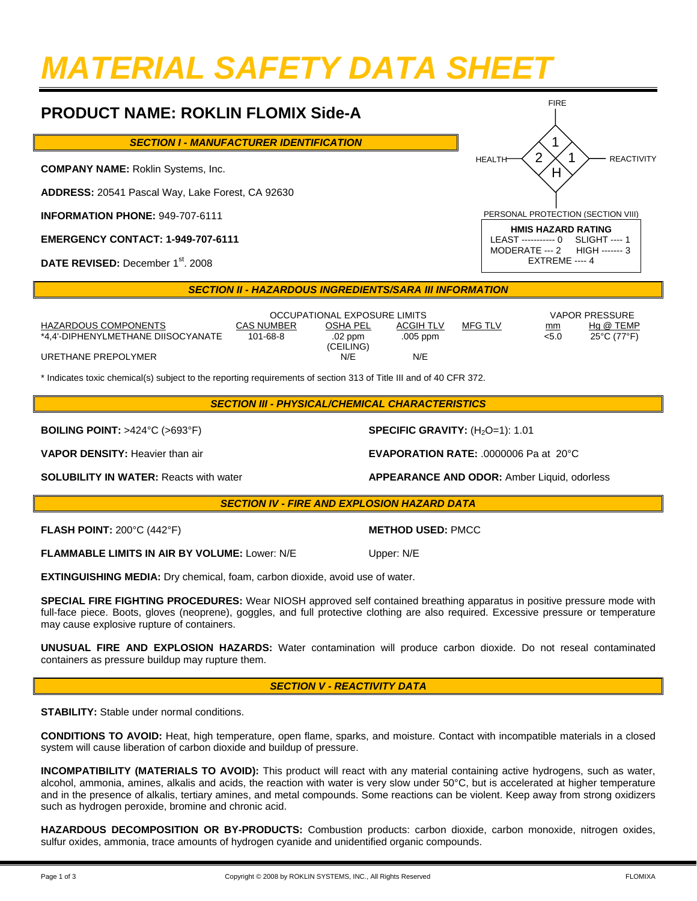# MATERIAL SAFETY DATA SHEET

## PRODUCT NAME: ROKLIN FLOMIX Side-A

FIRE: 1
HEALTH: 2
REACTIVITY: 1
PERSONAL PROTECTION (SECTION VIII): H

**HMIS HAZARD RATING**
LEAST ----------- 0 SLIGHT ---- 1
MODERATE --- 2 HIGH ------- 3
EXTREME ---- 4

### *SECTION I - MANUFACTURER IDENTIFICATION*

**COMPANY NAME:** Roklin Systems, Inc.

**ADDRESS:** 20541 Pascal Way, Lake Forest, CA 92630

**INFORMATION PHONE:** 949-707-6111

**EMERGENCY CONTACT: 1-949-707-6111**

**DATE REVISED:** December 1st. 2008

### *SECTION II - HAZARDOUS INGREDIENTS/SARA III INFORMATION*

| | | OCCUPATIONAL EXPOSURE LIMITS | | | VAPOR PRESSURE | |
|---|---|---|---|---|---|---|
| HAZARDOUS COMPONENTS | CAS NUMBER | OSHA PEL | ACGIH TLV | MFG TLV | mm | Hg @ TEMP |
| *4,4'-DIPHENYLMETHANE DIISOCYANATE | 101-68-8 | .02 ppm (CEILING) | .005 ppm | | <5.0 | 25°C (77°F) |
| URETHANE PREPOLYMER | | N/E | N/E | | | |

\* Indicates toxic chemical(s) subject to the reporting requirements of section 313 of Title III and of 40 CFR 372.

### *SECTION III - PHYSICAL/CHEMICAL CHARACTERISTICS*

**BOILING POINT:** >424°C (>693°F)

**SPECIFIC GRAVITY:** ($H_2O$=1): 1.01

**VAPOR DENSITY:** Heavier than air

**EVAPORATION RATE:** .0000006 Pa at 20°C

**SOLUBILITY IN WATER:** Reacts with water

**APPEARANCE AND ODOR:** Amber Liquid, odorless

### *SECTION IV - FIRE AND EXPLOSION HAZARD DATA*

**FLASH POINT:** 200°C (442°F)

**METHOD USED:** PMCC

**FLAMMABLE LIMITS IN AIR BY VOLUME:** Lower: N/E

Upper: N/E

**EXTINGUISHING MEDIA:** Dry chemical, foam, carbon dioxide, avoid use of water.

**SPECIAL FIRE FIGHTING PROCEDURES:** Wear NIOSH approved self contained breathing apparatus in positive pressure mode with full-face piece. Boots, gloves (neoprene), goggles, and full protective clothing are also required. Excessive pressure or temperature may cause explosive rupture of containers.

**UNUSUAL FIRE AND EXPLOSION HAZARDS:** Water contamination will produce carbon dioxide. Do not reseal contaminated containers as pressure buildup may rupture them.

### *SECTION V - REACTIVITY DATA*

**STABILITY:** Stable under normal conditions.

**CONDITIONS TO AVOID:** Heat, high temperature, open flame, sparks, and moisture. Contact with incompatible materials in a closed system will cause liberation of carbon dioxide and buildup of pressure.

**INCOMPATIBILITY (MATERIALS TO AVOID):** This product will react with any material containing active hydrogens, such as water, alcohol, ammonia, amines, alkalis and acids, the reaction with water is very slow under 50°C, but is accelerated at higher temperature and in the presence of alkalis, tertiary amines, and metal compounds. Some reactions can be violent. Keep away from strong oxidizers such as hydrogen peroxide, bromine and chronic acid.

**HAZARDOUS DECOMPOSITION OR BY-PRODUCTS:** Combustion products: carbon dioxide, carbon monoxide, nitrogen oxides, sulfur oxides, ammonia, trace amounts of hydrogen cyanide and unidentified organic compounds.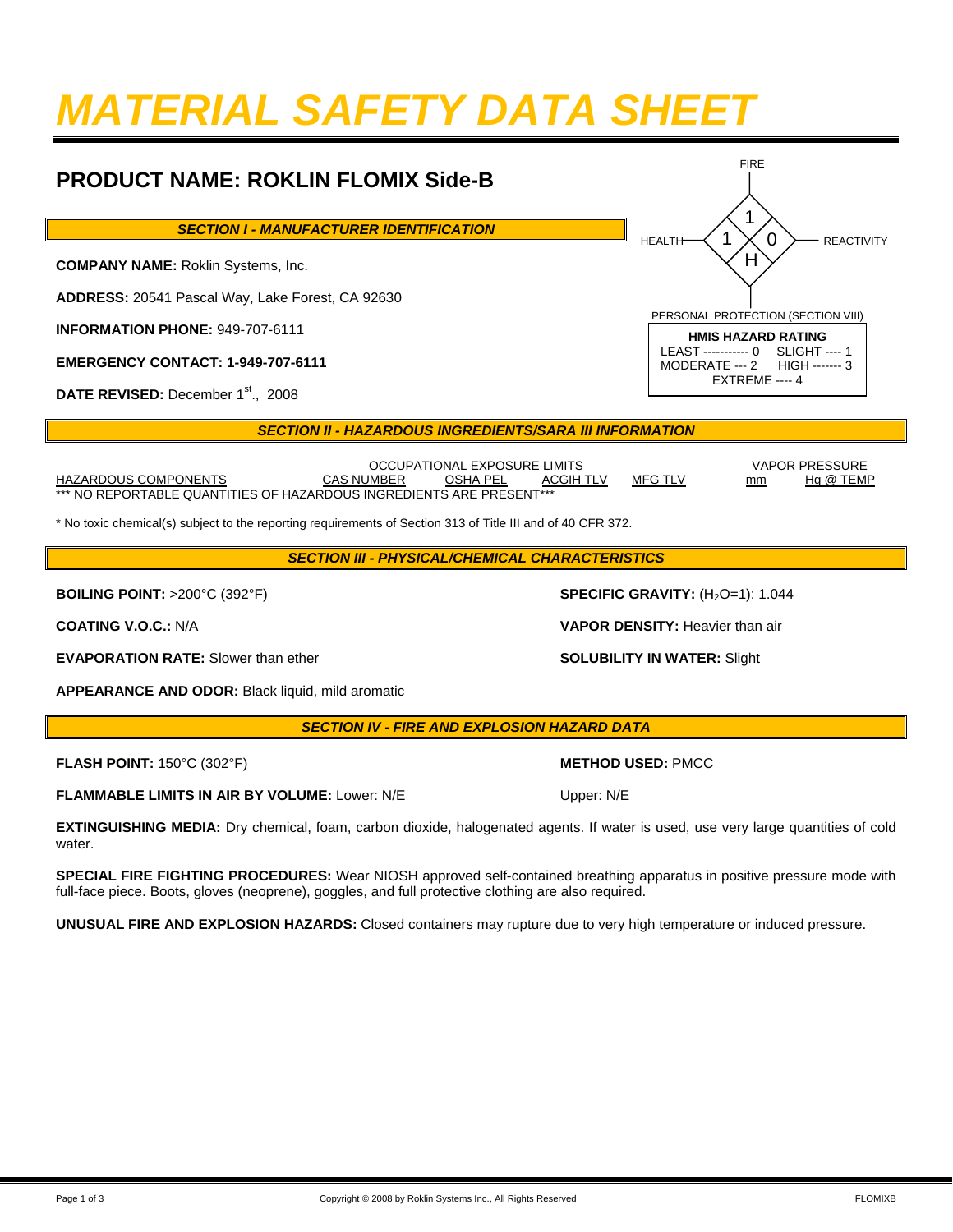# MATERIAL SAFETY DATA SHEET

## PRODUCT NAME: ROKLIN FLOMIX Side-B

FIRE: 1
HEALTH: 1
REACTIVITY: 0
PERSONAL PROTECTION (SECTION VIII): H

**HMIS HAZARD RATING**
LEAST ----------- 0    SLIGHT ---- 1
MODERATE --- 2    HIGH ------- 3
EXTREME ---- 4

### *SECTION I - MANUFACTURER IDENTIFICATION*

**COMPANY NAME:** Roklin Systems, Inc.

**ADDRESS:** 20541 Pascal Way, Lake Forest, CA 92630

**INFORMATION PHONE:** 949-707-6111

**EMERGENCY CONTACT: 1-949-707-6111**

**DATE REVISED:** December 1st., 2008

### *SECTION II - HAZARDOUS INGREDIENTS/SARA III INFORMATION*

| HAZARDOUS COMPONENTS | CAS NUMBER | OCCUPATIONAL EXPOSURE LIMITS OSHA PEL | ACGIH TLV | MFG TLV | VAPOR PRESSURE mm | Hg @ TEMP |
|---|---|---|---|---|---|---|
| *** NO REPORTABLE QUANTITIES OF HAZARDOUS INGREDIENTS ARE PRESENT*** | | | | | | |

* No toxic chemical(s) subject to the reporting requirements of Section 313 of Title III and of 40 CFR 372.

### *SECTION III - PHYSICAL/CHEMICAL CHARACTERISTICS*

**BOILING POINT:** >200°C (392°F)

**SPECIFIC GRAVITY:** ($H_2O$=1): 1.044

**COATING V.O.C.:** N/A

**VAPOR DENSITY:** Heavier than air

**EVAPORATION RATE:** Slower than ether

**SOLUBILITY IN WATER:** Slight

**APPEARANCE AND ODOR:** Black liquid, mild aromatic

### *SECTION IV - FIRE AND EXPLOSION HAZARD DATA*

**FLASH POINT:** 150°C (302°F)

**METHOD USED:** PMCC

**FLAMMABLE LIMITS IN AIR BY VOLUME:** Lower: N/E    Upper: N/E

**EXTINGUISHING MEDIA:** Dry chemical, foam, carbon dioxide, halogenated agents. If water is used, use very large quantities of cold water.

**SPECIAL FIRE FIGHTING PROCEDURES:** Wear NIOSH approved self-contained breathing apparatus in positive pressure mode with full-face piece. Boots, gloves (neoprene), goggles, and full protective clothing are also required.

**UNUSUAL FIRE AND EXPLOSION HAZARDS:** Closed containers may rupture due to very high temperature or induced pressure.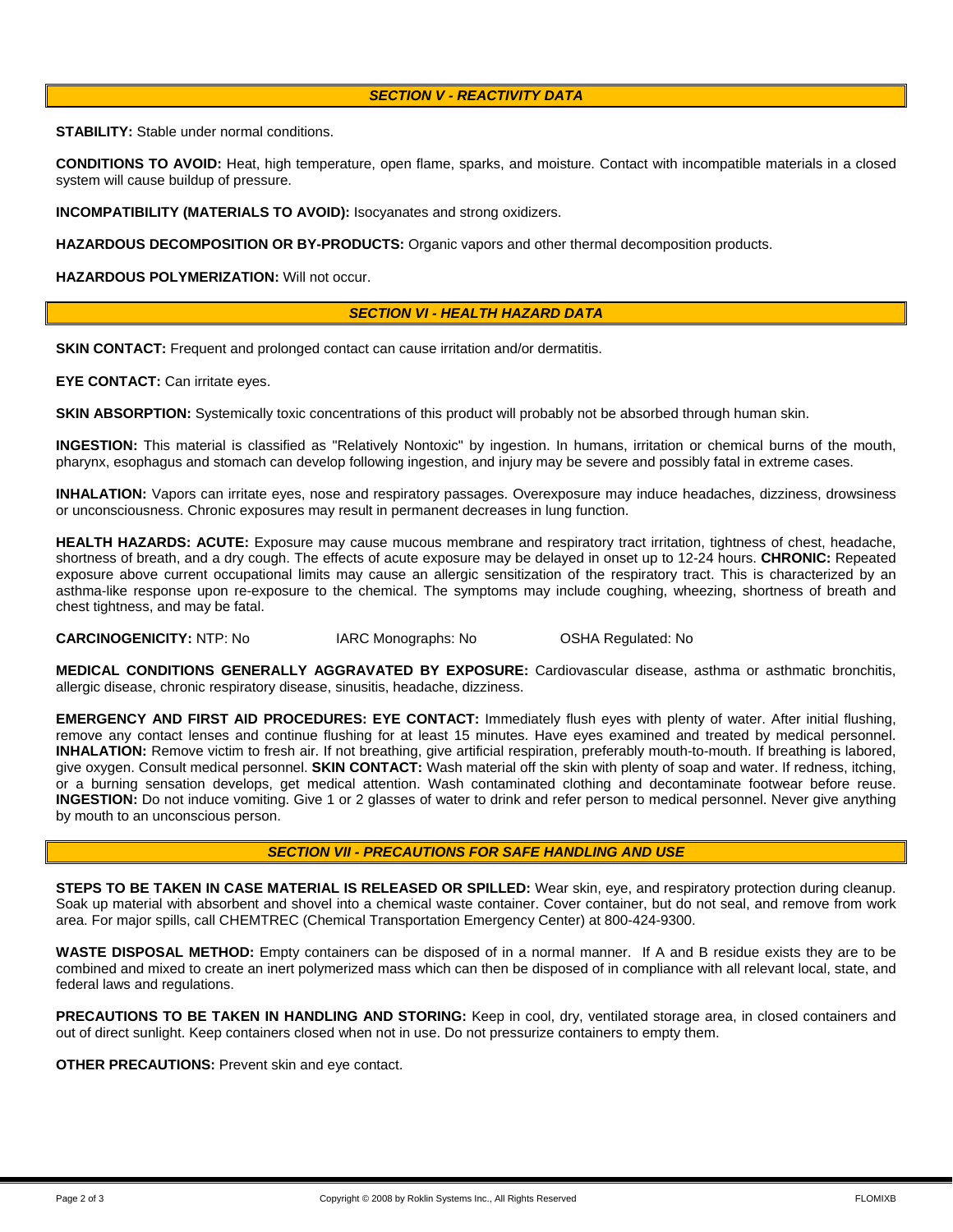## *SECTION V - REACTIVITY DATA*

**STABILITY:** Stable under normal conditions.

**CONDITIONS TO AVOID:** Heat, high temperature, open flame, sparks, and moisture. Contact with incompatible materials in a closed system will cause buildup of pressure.

**INCOMPATIBILITY (MATERIALS TO AVOID):** Isocyanates and strong oxidizers.

**HAZARDOUS DECOMPOSITION OR BY-PRODUCTS:** Organic vapors and other thermal decomposition products.

**HAZARDOUS POLYMERIZATION:** Will not occur.

## *SECTION VI - HEALTH HAZARD DATA*

**SKIN CONTACT:** Frequent and prolonged contact can cause irritation and/or dermatitis.

**EYE CONTACT:** Can irritate eyes.

**SKIN ABSORPTION:** Systemically toxic concentrations of this product will probably not be absorbed through human skin.

**INGESTION:** This material is classified as "Relatively Nontoxic" by ingestion. In humans, irritation or chemical burns of the mouth, pharynx, esophagus and stomach can develop following ingestion, and injury may be severe and possibly fatal in extreme cases.

**INHALATION:** Vapors can irritate eyes, nose and respiratory passages. Overexposure may induce headaches, dizziness, drowsiness or unconsciousness. Chronic exposures may result in permanent decreases in lung function.

**HEALTH HAZARDS: ACUTE:** Exposure may cause mucous membrane and respiratory tract irritation, tightness of chest, headache, shortness of breath, and a dry cough. The effects of acute exposure may be delayed in onset up to 12-24 hours. **CHRONIC:** Repeated exposure above current occupational limits may cause an allergic sensitization of the respiratory tract. This is characterized by an asthma-like response upon re-exposure to the chemical. The symptoms may include coughing, wheezing, shortness of breath and chest tightness, and may be fatal.

**CARCINOGENICITY:** NTP: No IARC Monographs: No OSHA Regulated: No

**MEDICAL CONDITIONS GENERALLY AGGRAVATED BY EXPOSURE:** Cardiovascular disease, asthma or asthmatic bronchitis, allergic disease, chronic respiratory disease, sinusitis, headache, dizziness.

**EMERGENCY AND FIRST AID PROCEDURES: EYE CONTACT:** Immediately flush eyes with plenty of water. After initial flushing, remove any contact lenses and continue flushing for at least 15 minutes. Have eyes examined and treated by medical personnel. **INHALATION:** Remove victim to fresh air. If not breathing, give artificial respiration, preferably mouth-to-mouth. If breathing is labored, give oxygen. Consult medical personnel. **SKIN CONTACT:** Wash material off the skin with plenty of soap and water. If redness, itching, or a burning sensation develops, get medical attention. Wash contaminated clothing and decontaminate footwear before reuse. **INGESTION:** Do not induce vomiting. Give 1 or 2 glasses of water to drink and refer person to medical personnel. Never give anything by mouth to an unconscious person.

## *SECTION VII - PRECAUTIONS FOR SAFE HANDLING AND USE*

**STEPS TO BE TAKEN IN CASE MATERIAL IS RELEASED OR SPILLED:** Wear skin, eye, and respiratory protection during cleanup. Soak up material with absorbent and shovel into a chemical waste container. Cover container, but do not seal, and remove from work area. For major spills, call CHEMTREC (Chemical Transportation Emergency Center) at 800-424-9300.

**WASTE DISPOSAL METHOD:** Empty containers can be disposed of in a normal manner. If A and B residue exists they are to be combined and mixed to create an inert polymerized mass which can then be disposed of in compliance with all relevant local, state, and federal laws and regulations.

**PRECAUTIONS TO BE TAKEN IN HANDLING AND STORING:** Keep in cool, dry, ventilated storage area, in closed containers and out of direct sunlight. Keep containers closed when not in use. Do not pressurize containers to empty them.

**OTHER PRECAUTIONS:** Prevent skin and eye contact.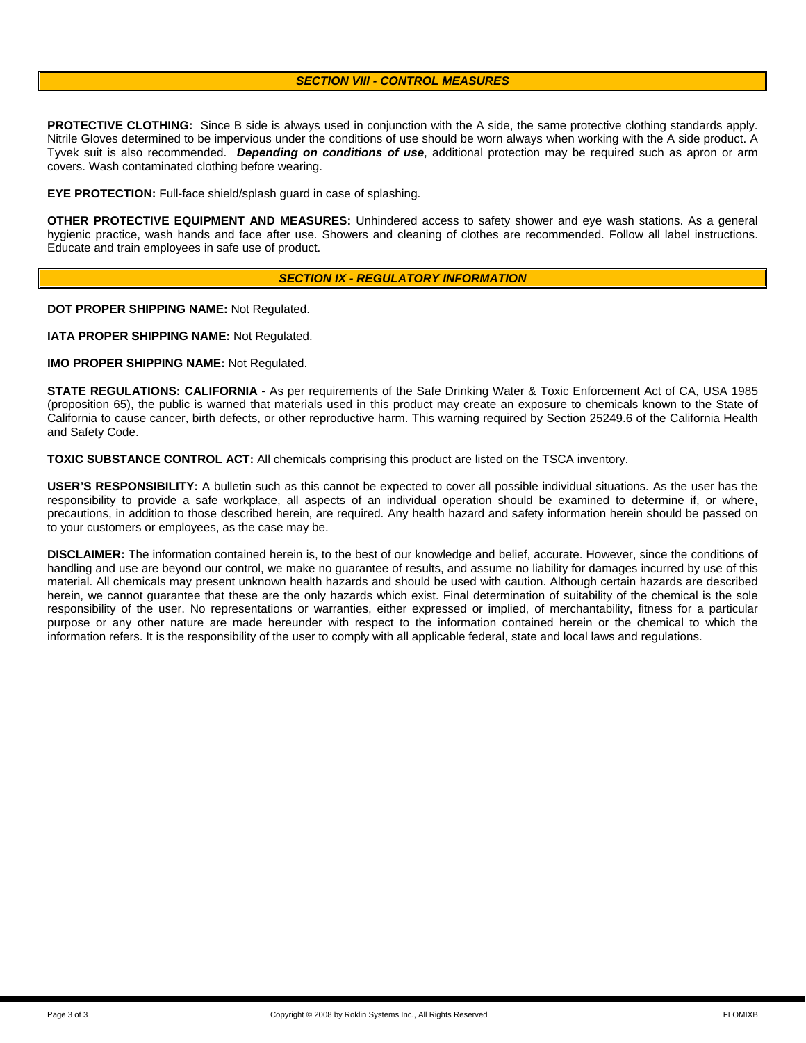## *SECTION VIII - CONTROL MEASURES*

**PROTECTIVE CLOTHING:** Since B side is always used in conjunction with the A side, the same protective clothing standards apply. Nitrile Gloves determined to be impervious under the conditions of use should be worn always when working with the A side product. A Tyvek suit is also recommended. ***Depending on conditions of use***, additional protection may be required such as apron or arm covers. Wash contaminated clothing before wearing.

**EYE PROTECTION:** Full-face shield/splash guard in case of splashing.

**OTHER PROTECTIVE EQUIPMENT AND MEASURES:** Unhindered access to safety shower and eye wash stations. As a general hygienic practice, wash hands and face after use. Showers and cleaning of clothes are recommended. Follow all label instructions. Educate and train employees in safe use of product.

## *SECTION IX - REGULATORY INFORMATION*

**DOT PROPER SHIPPING NAME:** Not Regulated.

**IATA PROPER SHIPPING NAME:** Not Regulated.

**IMO PROPER SHIPPING NAME:** Not Regulated.

**STATE REGULATIONS: CALIFORNIA** - As per requirements of the Safe Drinking Water & Toxic Enforcement Act of CA, USA 1985 (proposition 65), the public is warned that materials used in this product may create an exposure to chemicals known to the State of California to cause cancer, birth defects, or other reproductive harm. This warning required by Section 25249.6 of the California Health and Safety Code.

**TOXIC SUBSTANCE CONTROL ACT:** All chemicals comprising this product are listed on the TSCA inventory.

**USER'S RESPONSIBILITY:** A bulletin such as this cannot be expected to cover all possible individual situations. As the user has the responsibility to provide a safe workplace, all aspects of an individual operation should be examined to determine if, or where, precautions, in addition to those described herein, are required. Any health hazard and safety information herein should be passed on to your customers or employees, as the case may be.

**DISCLAIMER:** The information contained herein is, to the best of our knowledge and belief, accurate. However, since the conditions of handling and use are beyond our control, we make no guarantee of results, and assume no liability for damages incurred by use of this material. All chemicals may present unknown health hazards and should be used with caution. Although certain hazards are described herein, we cannot guarantee that these are the only hazards which exist. Final determination of suitability of the chemical is the sole responsibility of the user. No representations or warranties, either expressed or implied, of merchantability, fitness for a particular purpose or any other nature are made hereunder with respect to the information contained herein or the chemical to which the information refers. It is the responsibility of the user to comply with all applicable federal, state and local laws and regulations.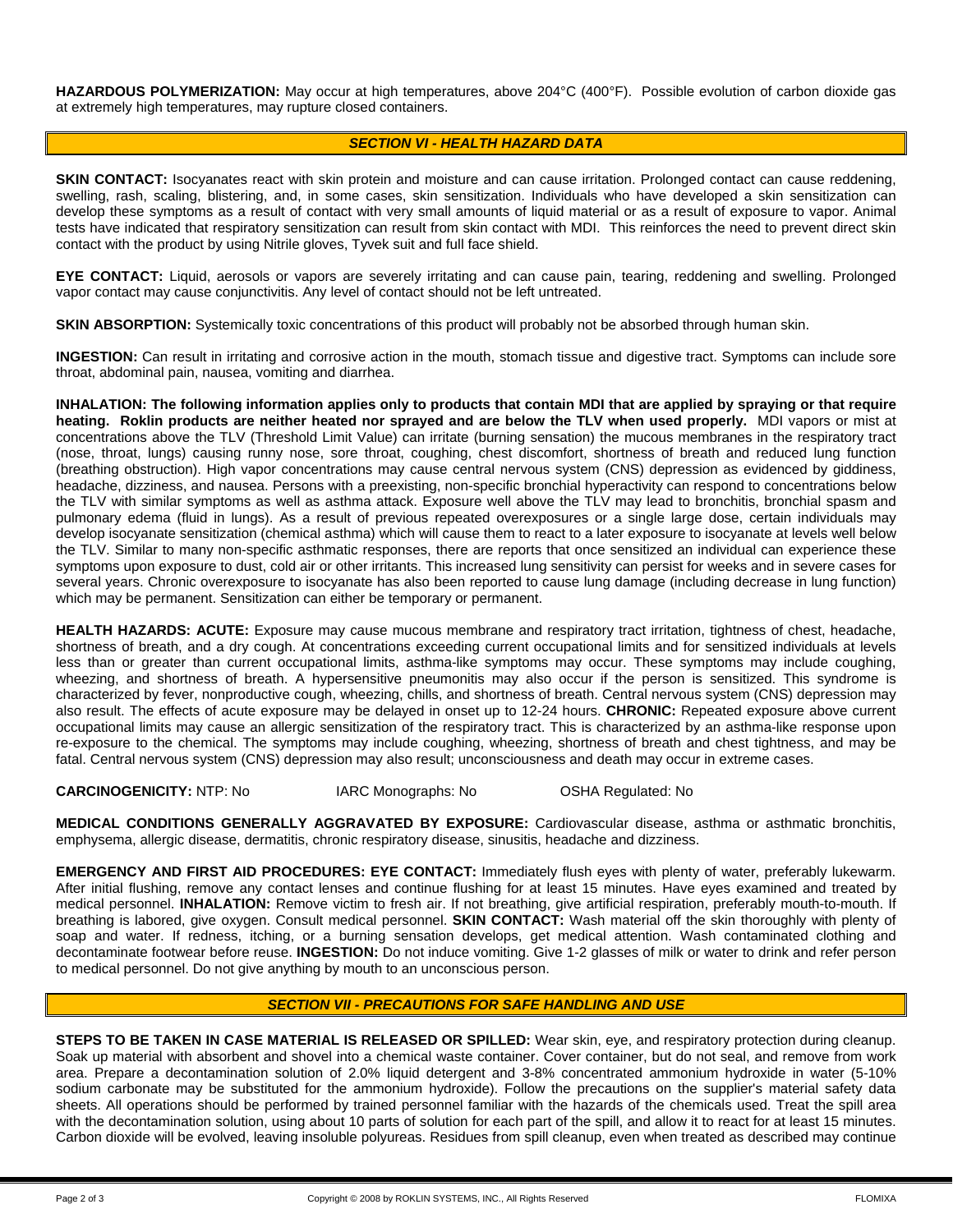**HAZARDOUS POLYMERIZATION:** May occur at high temperatures, above 204°C (400°F). Possible evolution of carbon dioxide gas at extremely high temperatures, may rupture closed containers.

## *SECTION VI - HEALTH HAZARD DATA*

**SKIN CONTACT:** Isocyanates react with skin protein and moisture and can cause irritation. Prolonged contact can cause reddening, swelling, rash, scaling, blistering, and, in some cases, skin sensitization. Individuals who have developed a skin sensitization can develop these symptoms as a result of contact with very small amounts of liquid material or as a result of exposure to vapor. Animal tests have indicated that respiratory sensitization can result from skin contact with MDI. This reinforces the need to prevent direct skin contact with the product by using Nitrile gloves, Tyvek suit and full face shield.

**EYE CONTACT:** Liquid, aerosols or vapors are severely irritating and can cause pain, tearing, reddening and swelling. Prolonged vapor contact may cause conjunctivitis. Any level of contact should not be left untreated.

**SKIN ABSORPTION:** Systemically toxic concentrations of this product will probably not be absorbed through human skin.

**INGESTION:** Can result in irritating and corrosive action in the mouth, stomach tissue and digestive tract. Symptoms can include sore throat, abdominal pain, nausea, vomiting and diarrhea.

**INHALATION: The following information applies only to products that contain MDI that are applied by spraying or that require heating. Roklin products are neither heated nor sprayed and are below the TLV when used properly.** MDI vapors or mist at concentrations above the TLV (Threshold Limit Value) can irritate (burning sensation) the mucous membranes in the respiratory tract (nose, throat, lungs) causing runny nose, sore throat, coughing, chest discomfort, shortness of breath and reduced lung function (breathing obstruction). High vapor concentrations may cause central nervous system (CNS) depression as evidenced by giddiness, headache, dizziness, and nausea. Persons with a preexisting, non-specific bronchial hyperactivity can respond to concentrations below the TLV with similar symptoms as well as asthma attack. Exposure well above the TLV may lead to bronchitis, bronchial spasm and pulmonary edema (fluid in lungs). As a result of previous repeated overexposures or a single large dose, certain individuals may develop isocyanate sensitization (chemical asthma) which will cause them to react to a later exposure to isocyanate at levels well below the TLV. Similar to many non-specific asthmatic responses, there are reports that once sensitized an individual can experience these symptoms upon exposure to dust, cold air or other irritants. This increased lung sensitivity can persist for weeks and in severe cases for several years. Chronic overexposure to isocyanate has also been reported to cause lung damage (including decrease in lung function) which may be permanent. Sensitization can either be temporary or permanent.

**HEALTH HAZARDS: ACUTE:** Exposure may cause mucous membrane and respiratory tract irritation, tightness of chest, headache, shortness of breath, and a dry cough. At concentrations exceeding current occupational limits and for sensitized individuals at levels less than or greater than current occupational limits, asthma-like symptoms may occur. These symptoms may include coughing, wheezing, and shortness of breath. A hypersensitive pneumonitis may also occur if the person is sensitized. This syndrome is characterized by fever, nonproductive cough, wheezing, chills, and shortness of breath. Central nervous system (CNS) depression may also result. The effects of acute exposure may be delayed in onset up to 12-24 hours. **CHRONIC:** Repeated exposure above current occupational limits may cause an allergic sensitization of the respiratory tract. This is characterized by an asthma-like response upon re-exposure to the chemical. The symptoms may include coughing, wheezing, shortness of breath and chest tightness, and may be fatal. Central nervous system (CNS) depression may also result; unconsciousness and death may occur in extreme cases.

**CARCINOGENICITY:** NTP: No IARC Monographs: No OSHA Regulated: No

**MEDICAL CONDITIONS GENERALLY AGGRAVATED BY EXPOSURE:** Cardiovascular disease, asthma or asthmatic bronchitis, emphysema, allergic disease, dermatitis, chronic respiratory disease, sinusitis, headache and dizziness.

**EMERGENCY AND FIRST AID PROCEDURES: EYE CONTACT:** Immediately flush eyes with plenty of water, preferably lukewarm. After initial flushing, remove any contact lenses and continue flushing for at least 15 minutes. Have eyes examined and treated by medical personnel. **INHALATION:** Remove victim to fresh air. If not breathing, give artificial respiration, preferably mouth-to-mouth. If breathing is labored, give oxygen. Consult medical personnel. **SKIN CONTACT:** Wash material off the skin thoroughly with plenty of soap and water. If redness, itching, or a burning sensation develops, get medical attention. Wash contaminated clothing and decontaminate footwear before reuse. **INGESTION:** Do not induce vomiting. Give 1-2 glasses of milk or water to drink and refer person to medical personnel. Do not give anything by mouth to an unconscious person.

## *SECTION VII - PRECAUTIONS FOR SAFE HANDLING AND USE*

**STEPS TO BE TAKEN IN CASE MATERIAL IS RELEASED OR SPILLED:** Wear skin, eye, and respiratory protection during cleanup. Soak up material with absorbent and shovel into a chemical waste container. Cover container, but do not seal, and remove from work area. Prepare a decontamination solution of 2.0% liquid detergent and 3-8% concentrated ammonium hydroxide in water (5-10% sodium carbonate may be substituted for the ammonium hydroxide). Follow the precautions on the supplier's material safety data sheets. All operations should be performed by trained personnel familiar with the hazards of the chemicals used. Treat the spill area with the decontamination solution, using about 10 parts of solution for each part of the spill, and allow it to react for at least 15 minutes. Carbon dioxide will be evolved, leaving insoluble polyureas. Residues from spill cleanup, even when treated as described may continue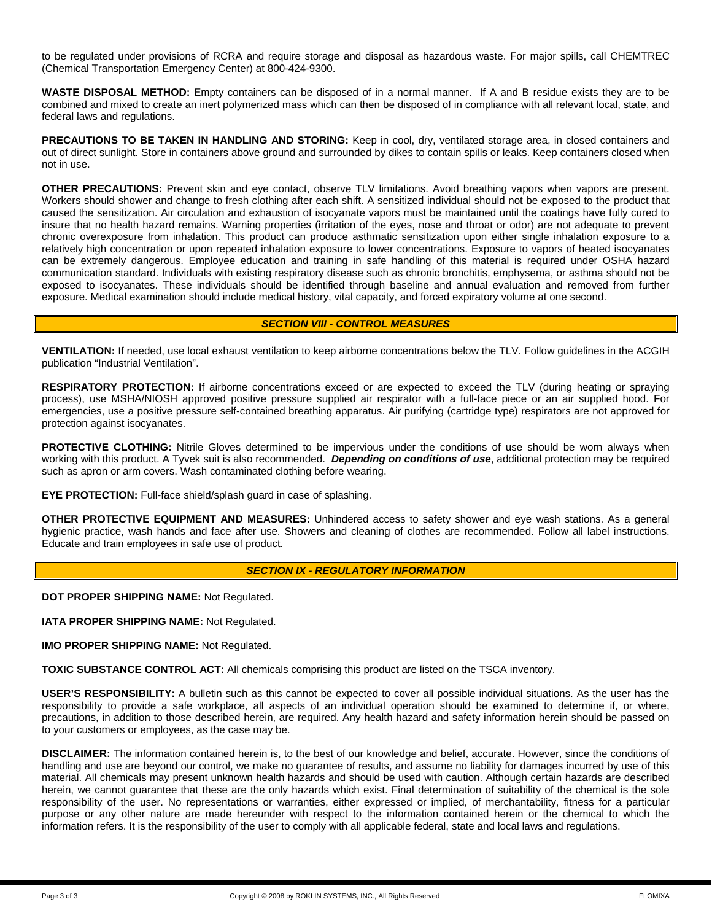to be regulated under provisions of RCRA and require storage and disposal as hazardous waste. For major spills, call CHEMTREC (Chemical Transportation Emergency Center) at 800-424-9300.

**WASTE DISPOSAL METHOD:** Empty containers can be disposed of in a normal manner. If A and B residue exists they are to be combined and mixed to create an inert polymerized mass which can then be disposed of in compliance with all relevant local, state, and federal laws and regulations.

**PRECAUTIONS TO BE TAKEN IN HANDLING AND STORING:** Keep in cool, dry, ventilated storage area, in closed containers and out of direct sunlight. Store in containers above ground and surrounded by dikes to contain spills or leaks. Keep containers closed when not in use.

**OTHER PRECAUTIONS:** Prevent skin and eye contact, observe TLV limitations. Avoid breathing vapors when vapors are present. Workers should shower and change to fresh clothing after each shift. A sensitized individual should not be exposed to the product that caused the sensitization. Air circulation and exhaustion of isocyanate vapors must be maintained until the coatings have fully cured to insure that no health hazard remains. Warning properties (irritation of the eyes, nose and throat or odor) are not adequate to prevent chronic overexposure from inhalation. This product can produce asthmatic sensitization upon either single inhalation exposure to a relatively high concentration or upon repeated inhalation exposure to lower concentrations. Exposure to vapors of heated isocyanates can be extremely dangerous. Employee education and training in safe handling of this material is required under OSHA hazard communication standard. Individuals with existing respiratory disease such as chronic bronchitis, emphysema, or asthma should not be exposed to isocyanates. These individuals should be identified through baseline and annual evaluation and removed from further exposure. Medical examination should include medical history, vital capacity, and forced expiratory volume at one second.

## *SECTION VIII - CONTROL MEASURES*

**VENTILATION:** If needed, use local exhaust ventilation to keep airborne concentrations below the TLV. Follow guidelines in the ACGIH publication "Industrial Ventilation".

**RESPIRATORY PROTECTION:** If airborne concentrations exceed or are expected to exceed the TLV (during heating or spraying process), use MSHA/NIOSH approved positive pressure supplied air respirator with a full-face piece or an air supplied hood. For emergencies, use a positive pressure self-contained breathing apparatus. Air purifying (cartridge type) respirators are not approved for protection against isocyanates.

**PROTECTIVE CLOTHING:** Nitrile Gloves determined to be impervious under the conditions of use should be worn always when working with this product. A Tyvek suit is also recommended. ***Depending on conditions of use***, additional protection may be required such as apron or arm covers. Wash contaminated clothing before wearing.

**EYE PROTECTION:** Full-face shield/splash guard in case of splashing.

**OTHER PROTECTIVE EQUIPMENT AND MEASURES:** Unhindered access to safety shower and eye wash stations. As a general hygienic practice, wash hands and face after use. Showers and cleaning of clothes are recommended. Follow all label instructions. Educate and train employees in safe use of product.

## *SECTION IX - REGULATORY INFORMATION*

**DOT PROPER SHIPPING NAME:** Not Regulated.

**IATA PROPER SHIPPING NAME:** Not Regulated.

**IMO PROPER SHIPPING NAME:** Not Regulated.

**TOXIC SUBSTANCE CONTROL ACT:** All chemicals comprising this product are listed on the TSCA inventory.

**USER'S RESPONSIBILITY:** A bulletin such as this cannot be expected to cover all possible individual situations. As the user has the responsibility to provide a safe workplace, all aspects of an individual operation should be examined to determine if, or where, precautions, in addition to those described herein, are required. Any health hazard and safety information herein should be passed on to your customers or employees, as the case may be.

**DISCLAIMER:** The information contained herein is, to the best of our knowledge and belief, accurate. However, since the conditions of handling and use are beyond our control, we make no guarantee of results, and assume no liability for damages incurred by use of this material. All chemicals may present unknown health hazards and should be used with caution. Although certain hazards are described herein, we cannot guarantee that these are the only hazards which exist. Final determination of suitability of the chemical is the sole responsibility of the user. No representations or warranties, either expressed or implied, of merchantability, fitness for a particular purpose or any other nature are made hereunder with respect to the information contained herein or the chemical to which the information refers. It is the responsibility of the user to comply with all applicable federal, state and local laws and regulations.